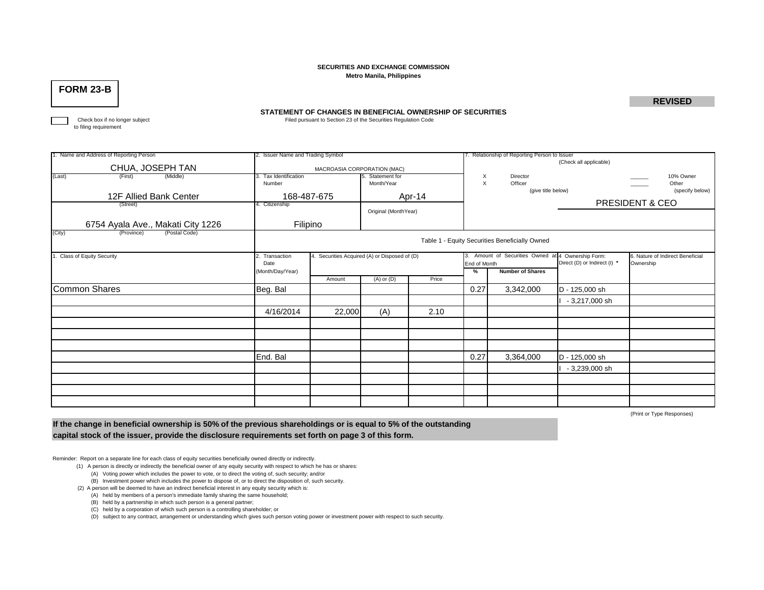SECURITIES AND EXCHANGE COMMISSION
Metro Manila, Philippines

**FORM 23-B**

**REVISED**

### STATEMENT OF CHANGES IN BENEFICIAL OWNERSHIP OF SECURITIES

Filed pursuant to Section 23 of the Securities Regulation Code

☐ Check box if no longer subject to filing requirement

| 1. Name and Address of Reporting Person | 2. Issuer Name and Trading Symbol | | 7. Relationship of Reporting Person to Issuer (Check all applicable) |
|---|---|---|---|
| CHUA, JOSEPH TAN (Last) (First) (Middle) | MACROASIA CORPORATION (MAC) | | X Director; X Officer (give title below); _____ 10% Owner; _____ Other (specify below) |
| 12F Allied Bank Center (Street) | 3. Tax Identification Number: 168-487-675 | 5. Statement for Month/Year: Apr-14 | PRESIDENT & CEO |
| 6754 Ayala Ave., Makati City 1226 (City) (Province) (Postal Code) | 4. Citizenship: Filipino | Original (MonthYear) | |

Table 1 - Equity Securities Beneficially Owned

| 1. Class of Equity Security | 2. Transaction Date (Month/Day/Year) | 4. Securities Acquired (A) or Disposed of (D) Amount | (A) or (D) | Price | 3. Amount of Securities Owned at End of Month % | Number of Shares | 4 Ownership Form: Direct (D) or Indirect (I) * | 6. Nature of Indirect Beneficial Ownership |
|---|---|---|---|---|---|---|---|---|
| Common Shares | Beg. Bal | | | | 0.27 | 3,342,000 | D - 125,000 sh | |
| | | | | | | | I - 3,217,000 sh | |
| | 4/16/2014 | 22,000 | (A) | 2.10 | | | | |
| | | | | | | | | |
| | | | | | | | | |
| | | | | | | | | |
| | End. Bal | | | | 0.27 | 3,364,000 | D - 125,000 sh | |
| | | | | | | | I - 3,239,000 sh | |
| | | | | | | | | |
| | | | | | | | | |
| | | | | | | | | |

(Print or Type Responses)

**If the change in beneficial ownership is 50% of the previous shareholdings or is equal to 5% of the outstanding capital stock of the issuer, provide the disclosure requirements set forth on page 3 of this form.**

Reminder: Report on a separate line for each class of equity securities beneficially owned directly or indirectly.

(1) A person is directly or indirectly the beneficial owner of any equity security with respect to which he has or shares:
  (A) Voting power which includes the power to vote, or to direct the voting of, such security; and/or
  (B) Investment power which includes the power to dispose of, or to direct the disposition of, such security.

(2) A person will be deemed to have an indirect beneficial interest in any equity security which is:
  (A) held by members of a person's immediate family sharing the same household;
  (B) held by a partnership in which such person is a general partner;
  (C) held by a corporation of which such person is a controlling shareholder; or
  (D) subject to any contract, arrangement or understanding which gives such person voting power or investment power with respect to such security.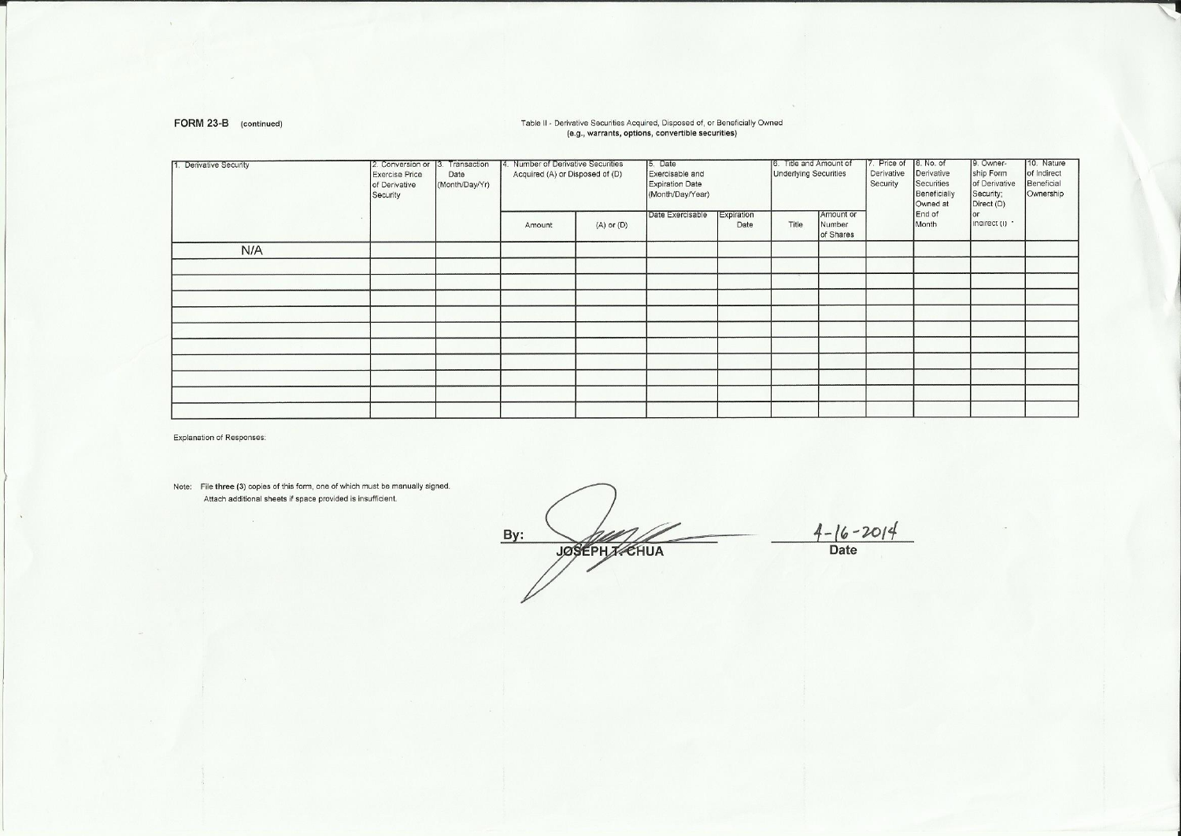**FORM 23-B** (continued)

Table II - Derivative Securities Acquired, Disposed of, or Beneficially Owned
**(e.g., warrants, options, convertible securities)**

| 1. Derivative Security | 2. Conversion or Exercise Price of Derivative Security | 3. Transaction Date (Month/Day/Yr) | 4. Number of Derivative Securities Acquired (A) or Disposed of (D) | | 5. Date Exercisable and Expiration Date (Month/Day/Year) | | 6. Title and Amount of Underlying Securities | | 7. Price of Derivative Security | 8. No. of Derivative Securities Beneficially Owned at End of Month | 9. Owner-ship Form of Derivative Security; Direct (D) or Indirect (I) * | 10. Nature of Indirect Beneficial Ownership |
|---|---|---|---|---|---|---|---|---|---|---|---|---|
| | | | Amount | (A) or (D) | Date Exercisable | Expiration Date | Title | Amount or Number of Shares | | | | |
| N/A | | | | | | | | | | | | |
| | | | | | | | | | | | | |
| | | | | | | | | | | | | |
| | | | | | | | | | | | | |
| | | | | | | | | | | | | |
| | | | | | | | | | | | | |
| | | | | | | | | | | | | |
| | | | | | | | | | | | | |
| | | | | | | | | | | | | |
| | | | | | | | | | | | | |

Explanation of Responses:

Note: File **three** (3) copies of this form, one of which must be manually signed.
Attach additional sheets if space provided is insufficient.

By: JOSEPH T. CHUA

4-16-2014
**Date**